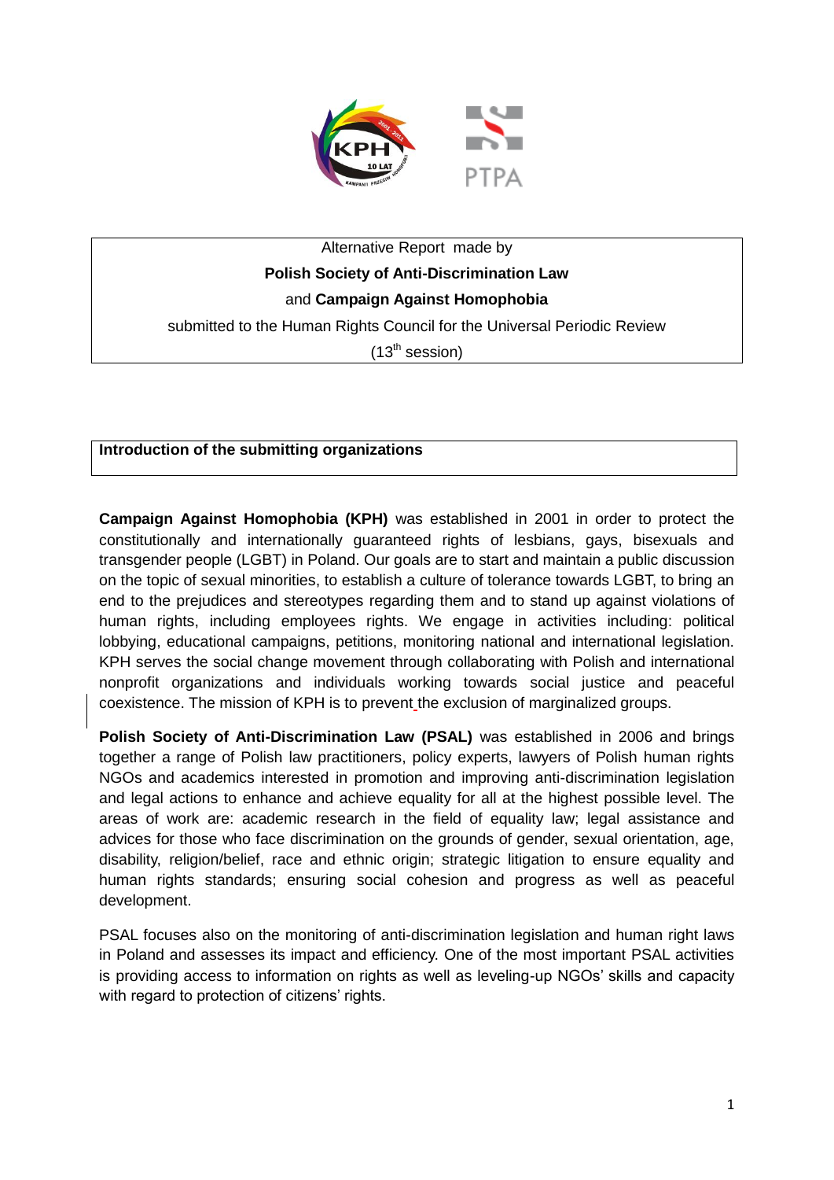Alternative Report made by

**Polish Society of Anti-Discrimination Law**

and **Campaign Against Homophobia**

submitted to the Human Rights Council for the Universal Periodic Review

(13th session)

## Introduction of the submitting organizations

**Campaign Against Homophobia (KPH)** was established in 2001 in order to protect the constitutionally and internationally guaranteed rights of lesbians, gays, bisexuals and transgender people (LGBT) in Poland. Our goals are to start and maintain a public discussion on the topic of sexual minorities, to establish a culture of tolerance towards LGBT, to bring an end to the prejudices and stereotypes regarding them and to stand up against violations of human rights, including employees rights. We engage in activities including: political lobbying, educational campaigns, petitions, monitoring national and international legislation. KPH serves the social change movement through collaborating with Polish and international nonprofit organizations and individuals working towards social justice and peaceful coexistence. The mission of KPH is to prevent the exclusion of marginalized groups.

**Polish Society of Anti-Discrimination Law (PSAL)** was established in 2006 and brings together a range of Polish law practitioners, policy experts, lawyers of Polish human rights NGOs and academics interested in promotion and improving anti-discrimination legislation and legal actions to enhance and achieve equality for all at the highest possible level. The areas of work are: academic research in the field of equality law; legal assistance and advices for those who face discrimination on the grounds of gender, sexual orientation, age, disability, religion/belief, race and ethnic origin; strategic litigation to ensure equality and human rights standards; ensuring social cohesion and progress as well as peaceful development.

PSAL focuses also on the monitoring of anti-discrimination legislation and human right laws in Poland and assesses its impact and efficiency. One of the most important PSAL activities is providing access to information on rights as well as leveling-up NGOs' skills and capacity with regard to protection of citizens' rights.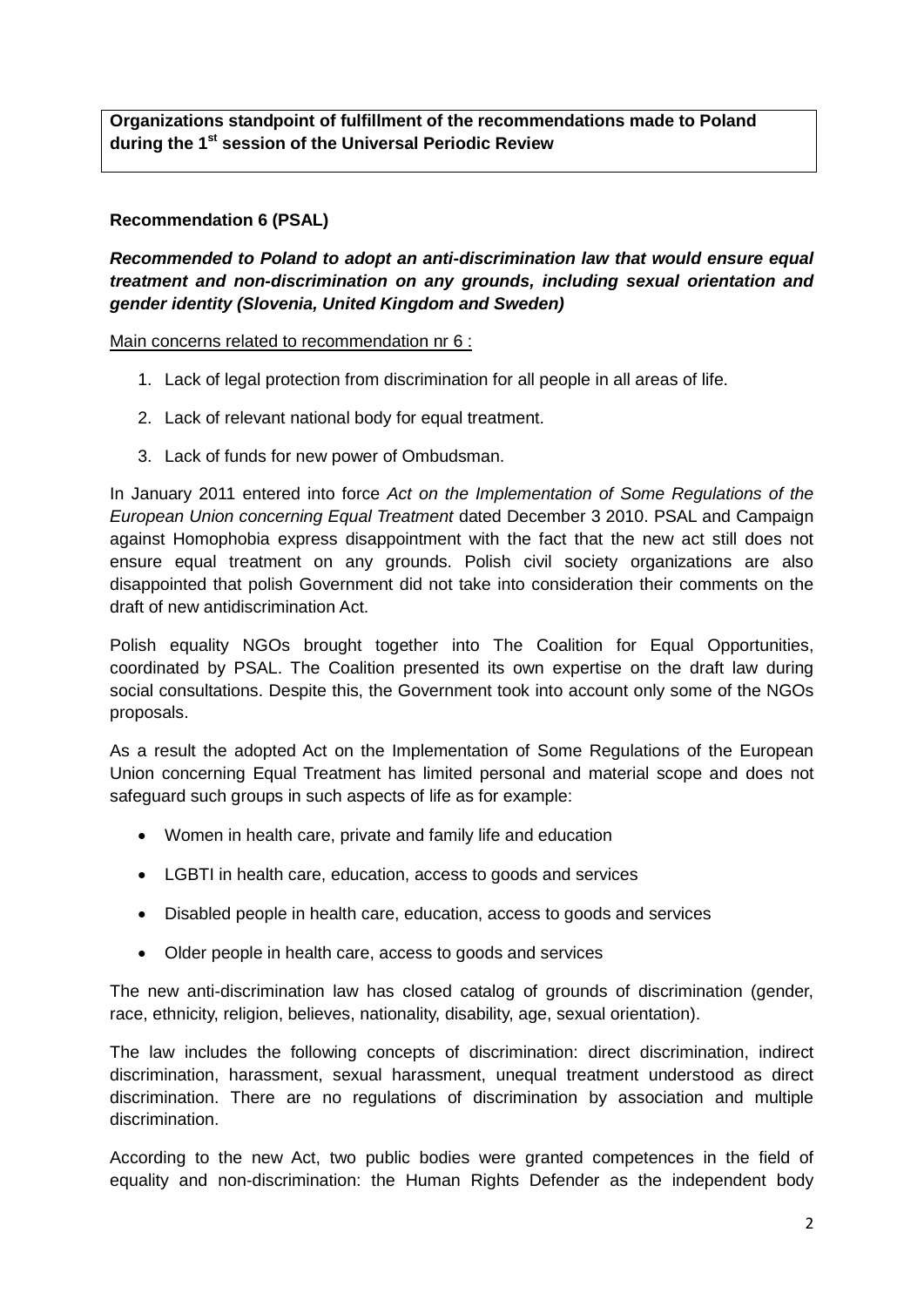**Organizations standpoint of fulfillment of the recommendations made to Poland during the 1st session of the Universal Periodic Review**

**Recommendation 6 (PSAL)**

***Recommended to Poland to adopt an anti-discrimination law that would ensure equal treatment and non-discrimination on any grounds, including sexual orientation and gender identity (Slovenia, United Kingdom and Sweden)***

Main concerns related to recommendation nr 6 :

1. Lack of legal protection from discrimination for all people in all areas of life.
2. Lack of relevant national body for equal treatment.
3. Lack of funds for new power of Ombudsman.

In January 2011 entered into force *Act on the Implementation of Some Regulations of the European Union concerning Equal Treatment* dated December 3 2010. PSAL and Campaign against Homophobia express disappointment with the fact that the new act still does not ensure equal treatment on any grounds. Polish civil society organizations are also disappointed that polish Government did not take into consideration their comments on the draft of new antidiscrimination Act.

Polish equality NGOs brought together into The Coalition for Equal Opportunities, coordinated by PSAL. The Coalition presented its own expertise on the draft law during social consultations. Despite this, the Government took into account only some of the NGOs proposals.

As a result the adopted Act on the Implementation of Some Regulations of the European Union concerning Equal Treatment has limited personal and material scope and does not safeguard such groups in such aspects of life as for example:

- Women in health care, private and family life and education
- LGBTI in health care, education, access to goods and services
- Disabled people in health care, education, access to goods and services
- Older people in health care, access to goods and services

The new anti-discrimination law has closed catalog of grounds of discrimination (gender, race, ethnicity, religion, believes, nationality, disability, age, sexual orientation).

The law includes the following concepts of discrimination: direct discrimination, indirect discrimination, harassment, sexual harassment, unequal treatment understood as direct discrimination. There are no regulations of discrimination by association and multiple discrimination.

According to the new Act, two public bodies were granted competences in the field of equality and non-discrimination: the Human Rights Defender as the independent body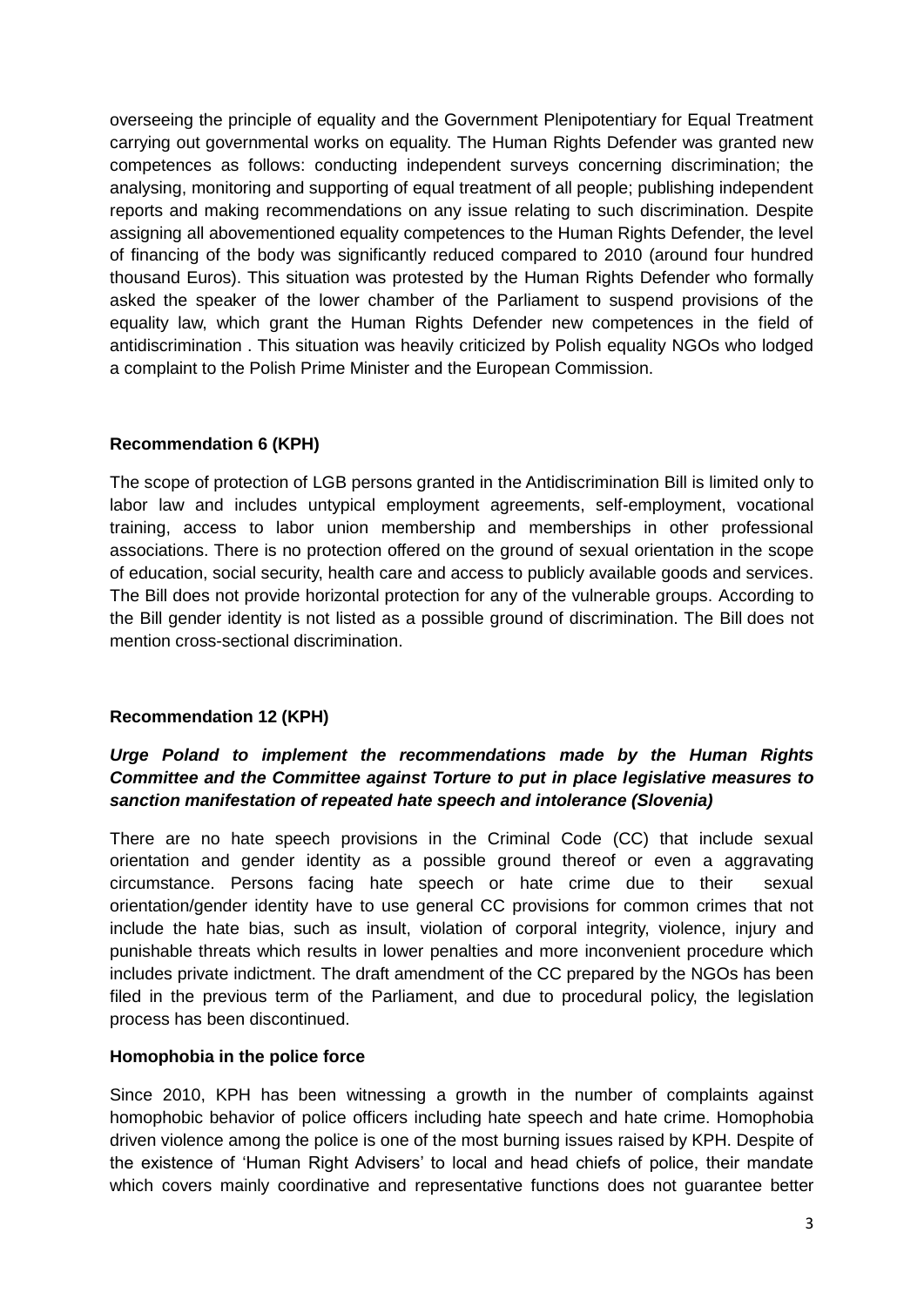overseeing the principle of equality and the Government Plenipotentiary for Equal Treatment carrying out governmental works on equality. The Human Rights Defender was granted new competences as follows: conducting independent surveys concerning discrimination; the analysing, monitoring and supporting of equal treatment of all people; publishing independent reports and making recommendations on any issue relating to such discrimination. Despite assigning all abovementioned equality competences to the Human Rights Defender, the level of financing of the body was significantly reduced compared to 2010 (around four hundred thousand Euros). This situation was protested by the Human Rights Defender who formally asked the speaker of the lower chamber of the Parliament to suspend provisions of the equality law, which grant the Human Rights Defender new competences in the field of antidiscrimination . This situation was heavily criticized by Polish equality NGOs who lodged a complaint to the Polish Prime Minister and the European Commission.

**Recommendation 6 (KPH)**

The scope of protection of LGB persons granted in the Antidiscrimination Bill is limited only to labor law and includes untypical employment agreements, self-employment, vocational training, access to labor union membership and memberships in other professional associations. There is no protection offered on the ground of sexual orientation in the scope of education, social security, health care and access to publicly available goods and services. The Bill does not provide horizontal protection for any of the vulnerable groups. According to the Bill gender identity is not listed as a possible ground of discrimination. The Bill does not mention cross-sectional discrimination.

**Recommendation 12 (KPH)**

***Urge Poland to implement the recommendations made by the Human Rights Committee and the Committee against Torture to put in place legislative measures to sanction manifestation of repeated hate speech and intolerance (Slovenia)***

There are no hate speech provisions in the Criminal Code (CC) that include sexual orientation and gender identity as a possible ground thereof or even a aggravating circumstance. Persons facing hate speech or hate crime due to their sexual orientation/gender identity have to use general CC provisions for common crimes that not include the hate bias, such as insult, violation of corporal integrity, violence, injury and punishable threats which results in lower penalties and more inconvenient procedure which includes private indictment. The draft amendment of the CC prepared by the NGOs has been filed in the previous term of the Parliament, and due to procedural policy, the legislation process has been discontinued.

**Homophobia in the police force**

Since 2010, KPH has been witnessing a growth in the number of complaints against homophobic behavior of police officers including hate speech and hate crime. Homophobia driven violence among the police is one of the most burning issues raised by KPH. Despite of the existence of 'Human Right Advisers' to local and head chiefs of police, their mandate which covers mainly coordinative and representative functions does not guarantee better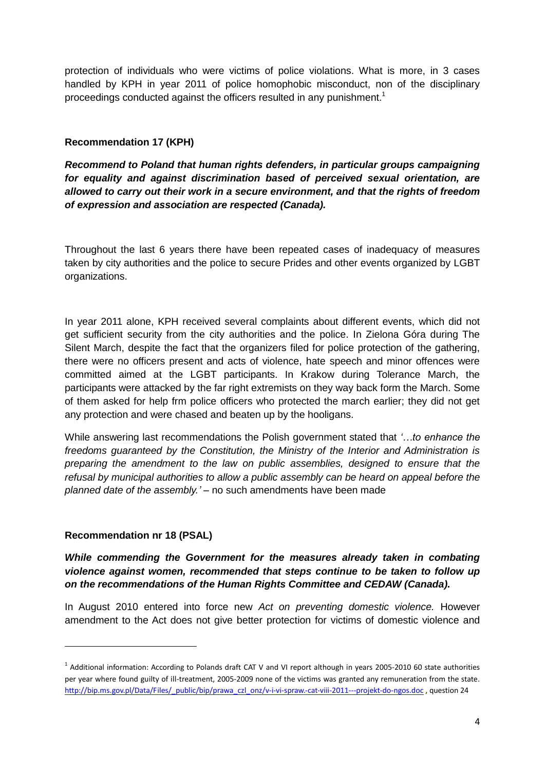protection of individuals who were victims of police violations. What is more, in 3 cases handled by KPH in year 2011 of police homophobic misconduct, non of the disciplinary proceedings conducted against the officers resulted in any punishment.[1]

**Recommendation 17 (KPH)**

***Recommend to Poland that human rights defenders, in particular groups campaigning for equality and against discrimination based of perceived sexual orientation, are allowed to carry out their work in a secure environment, and that the rights of freedom of expression and association are respected (Canada).***

Throughout the last 6 years there have been repeated cases of inadequacy of measures taken by city authorities and the police to secure Prides and other events organized by LGBT organizations.

In year 2011 alone, KPH received several complaints about different events, which did not get sufficient security from the city authorities and the police. In Zielona Góra during The Silent March, despite the fact that the organizers filed for police protection of the gathering, there were no officers present and acts of violence, hate speech and minor offences were committed aimed at the LGBT participants. In Krakow during Tolerance March, the participants were attacked by the far right extremists on they way back form the March. Some of them asked for help frm police officers who protected the march earlier; they did not get any protection and were chased and beaten up by the hooligans.

While answering last recommendations the Polish government stated that *'…to enhance the freedoms guaranteed by the Constitution, the Ministry of the Interior and Administration is preparing the amendment to the law on public assemblies, designed to ensure that the refusal by municipal authorities to allow a public assembly can be heard on appeal before the planned date of the assembly.'* – no such amendments have been made

**Recommendation nr 18 (PSAL)**

***While commending the Government for the measures already taken in combating violence against women, recommended that steps continue to be taken to follow up on the recommendations of the Human Rights Committee and CEDAW (Canada).***

In August 2010 entered into force new *Act on preventing domestic violence.* However amendment to the Act does not give better protection for victims of domestic violence and

[1] Additional information: According to Polands draft CAT V and VI report although in years 2005-2010 60 state authorities per year where found guilty of ill-treatment, 2005-2009 none of the victims was granted any remuneration from the state. http://bip.ms.gov.pl/Data/Files/_public/bip/prawa_czl_onz/v-i-vi-spraw.-cat-viii-2011---projekt-do-ngos.doc , question 24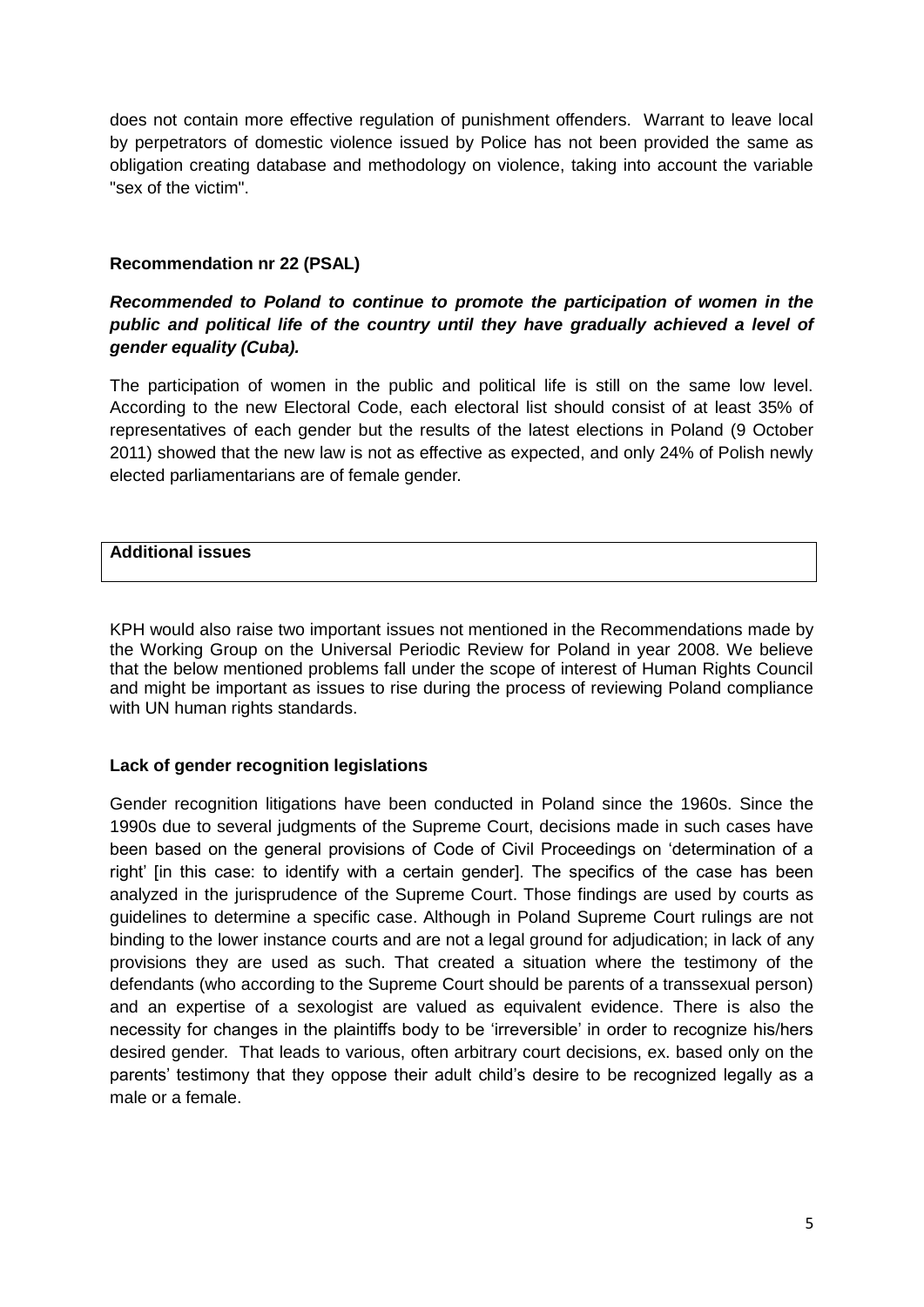does not contain more effective regulation of punishment offenders. Warrant to leave local by perpetrators of domestic violence issued by Police has not been provided the same as obligation creating database and methodology on violence, taking into account the variable "sex of the victim".

**Recommendation nr 22 (PSAL)**

***Recommended to Poland to continue to promote the participation of women in the public and political life of the country until they have gradually achieved a level of gender equality (Cuba).***

The participation of women in the public and political life is still on the same low level. According to the new Electoral Code, each electoral list should consist of at least 35% of representatives of each gender but the results of the latest elections in Poland (9 October 2011) showed that the new law is not as effective as expected, and only 24% of Polish newly elected parliamentarians are of female gender.

**Additional issues**

KPH would also raise two important issues not mentioned in the Recommendations made by the Working Group on the Universal Periodic Review for Poland in year 2008. We believe that the below mentioned problems fall under the scope of interest of Human Rights Council and might be important as issues to rise during the process of reviewing Poland compliance with UN human rights standards.

**Lack of gender recognition legislations**

Gender recognition litigations have been conducted in Poland since the 1960s. Since the 1990s due to several judgments of the Supreme Court, decisions made in such cases have been based on the general provisions of Code of Civil Proceedings on 'determination of a right' [in this case: to identify with a certain gender]. The specifics of the case has been analyzed in the jurisprudence of the Supreme Court. Those findings are used by courts as guidelines to determine a specific case. Although in Poland Supreme Court rulings are not binding to the lower instance courts and are not a legal ground for adjudication; in lack of any provisions they are used as such. That created a situation where the testimony of the defendants (who according to the Supreme Court should be parents of a transsexual person) and an expertise of a sexologist are valued as equivalent evidence. There is also the necessity for changes in the plaintiffs body to be 'irreversible' in order to recognize his/hers desired gender. That leads to various, often arbitrary court decisions, ex. based only on the parents' testimony that they oppose their adult child's desire to be recognized legally as a male or a female.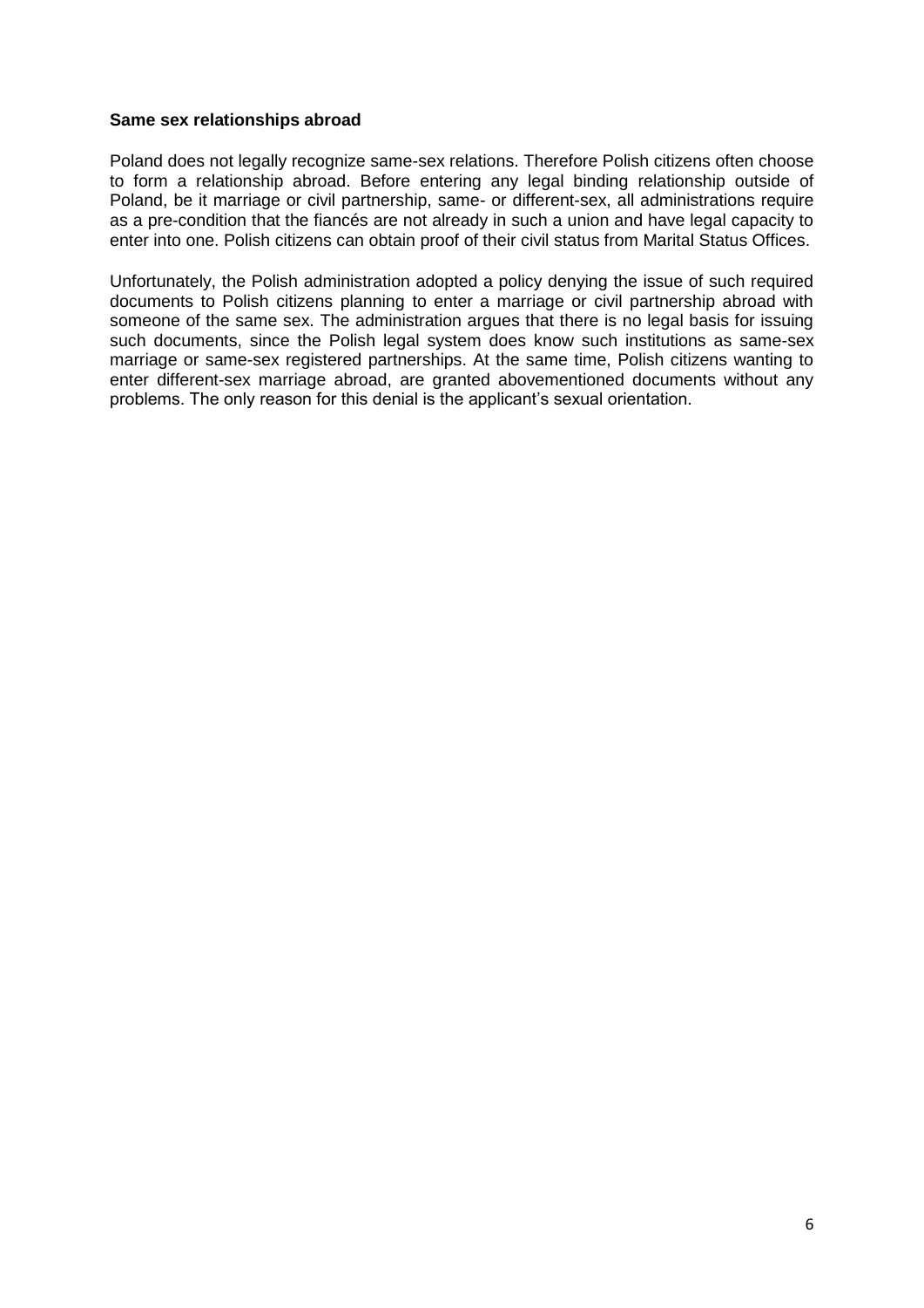**Same sex relationships abroad**

Poland does not legally recognize same-sex relations. Therefore Polish citizens often choose to form a relationship abroad. Before entering any legal binding relationship outside of Poland, be it marriage or civil partnership, same- or different-sex, all administrations require as a pre-condition that the fiancés are not already in such a union and have legal capacity to enter into one. Polish citizens can obtain proof of their civil status from Marital Status Offices.

Unfortunately, the Polish administration adopted a policy denying the issue of such required documents to Polish citizens planning to enter a marriage or civil partnership abroad with someone of the same sex. The administration argues that there is no legal basis for issuing such documents, since the Polish legal system does know such institutions as same-sex marriage or same-sex registered partnerships. At the same time, Polish citizens wanting to enter different-sex marriage abroad, are granted abovementioned documents without any problems. The only reason for this denial is the applicant's sexual orientation.